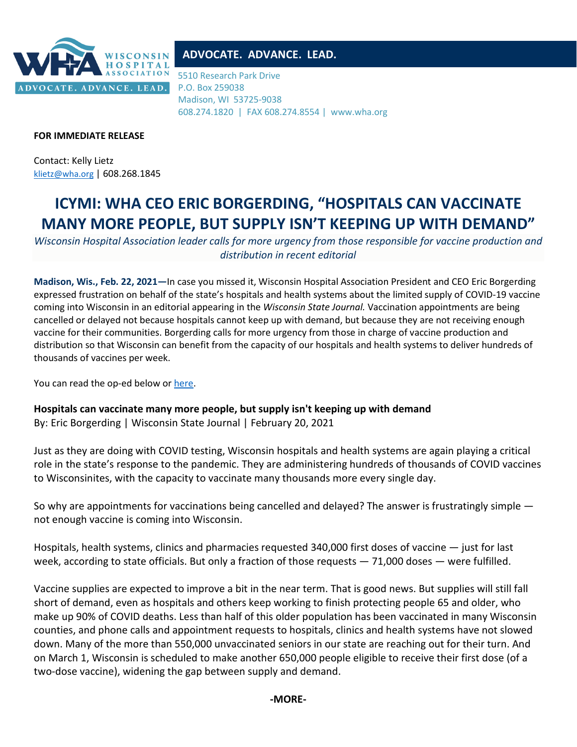**WISCONSIN HOSPITAL ASSOCIATION**

**ADVOCATE. ADVANCE. LEAD.**

5510 Research Park Drive
P.O. Box 259038
Madison, WI 53725-9038
608.274.1820 | FAX 608.274.8554 | www.wha.org

**FOR IMMEDIATE RELEASE**

Contact: Kelly Lietz
klietz@wha.org | 608.268.1845

# ICYMI: WHA CEO ERIC BORGERDING, "HOSPITALS CAN VACCINATE MANY MORE PEOPLE, BUT SUPPLY ISN'T KEEPING UP WITH DEMAND"

*Wisconsin Hospital Association leader calls for more urgency from those responsible for vaccine production and distribution in recent editorial*

**Madison, Wis., Feb. 22, 2021—**In case you missed it, Wisconsin Hospital Association President and CEO Eric Borgerding expressed frustration on behalf of the state's hospitals and health systems about the limited supply of COVID-19 vaccine coming into Wisconsin in an editorial appearing in the *Wisconsin State Journal.* Vaccination appointments are being cancelled or delayed not because hospitals cannot keep up with demand, but because they are not receiving enough vaccine for their communities. Borgerding calls for more urgency from those in charge of vaccine production and distribution so that Wisconsin can benefit from the capacity of our hospitals and health systems to deliver hundreds of thousands of vaccines per week.

You can read the op-ed below or here.

**Hospitals can vaccinate many more people, but supply isn't keeping up with demand**
By: Eric Borgerding | Wisconsin State Journal | February 20, 2021

Just as they are doing with COVID testing, Wisconsin hospitals and health systems are again playing a critical role in the state's response to the pandemic. They are administering hundreds of thousands of COVID vaccines to Wisconsinites, with the capacity to vaccinate many thousands more every single day.

So why are appointments for vaccinations being cancelled and delayed? The answer is frustratingly simple — not enough vaccine is coming into Wisconsin.

Hospitals, health systems, clinics and pharmacies requested 340,000 first doses of vaccine — just for last week, according to state officials. But only a fraction of those requests — 71,000 doses — were fulfilled.

Vaccine supplies are expected to improve a bit in the near term. That is good news. But supplies will still fall short of demand, even as hospitals and others keep working to finish protecting people 65 and older, who make up 90% of COVID deaths. Less than half of this older population has been vaccinated in many Wisconsin counties, and phone calls and appointment requests to hospitals, clinics and health systems have not slowed down. Many of the more than 550,000 unvaccinated seniors in our state are reaching out for their turn. And on March 1, Wisconsin is scheduled to make another 650,000 people eligible to receive their first dose (of a two-dose vaccine), widening the gap between supply and demand.

-MORE-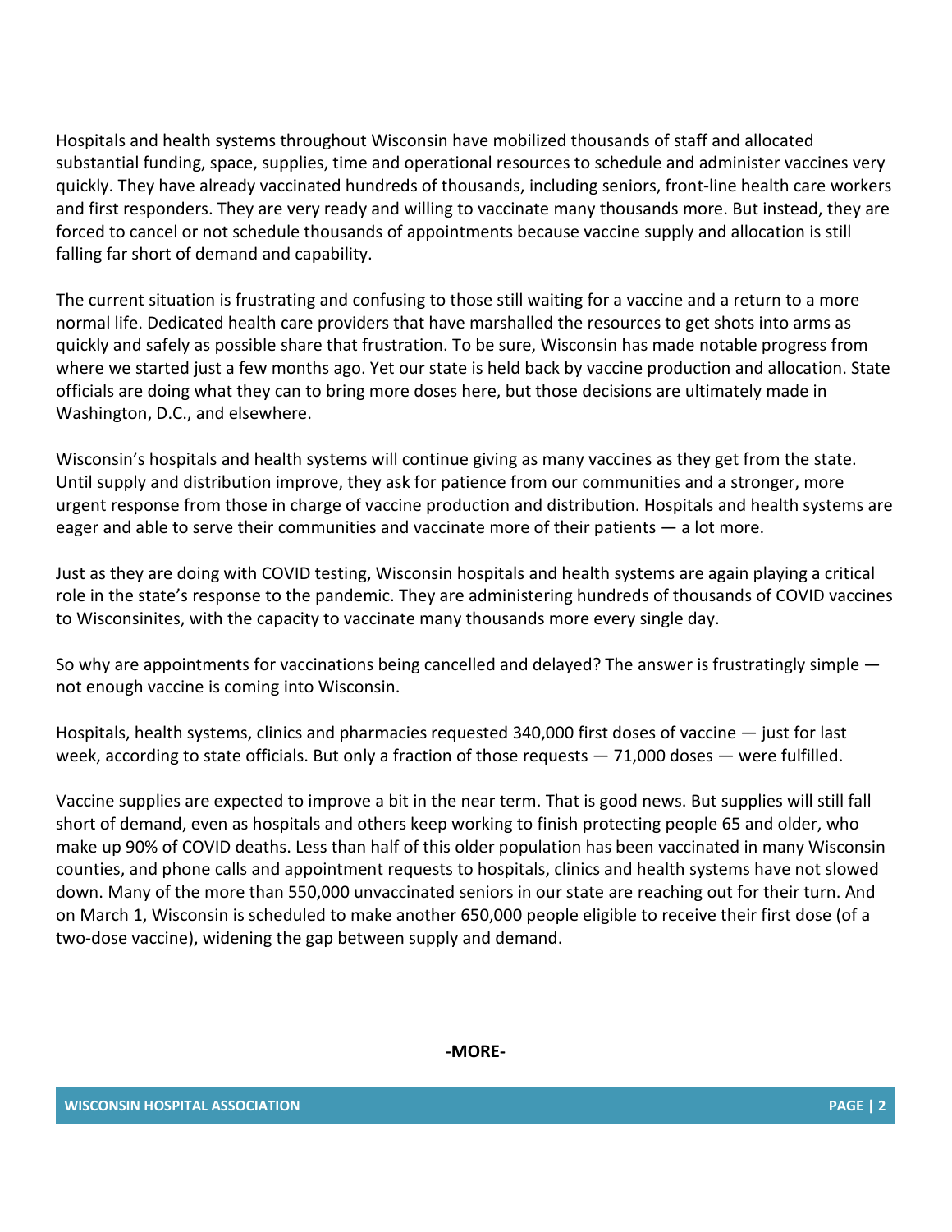Hospitals and health systems throughout Wisconsin have mobilized thousands of staff and allocated substantial funding, space, supplies, time and operational resources to schedule and administer vaccines very quickly. They have already vaccinated hundreds of thousands, including seniors, front-line health care workers and first responders. They are very ready and willing to vaccinate many thousands more. But instead, they are forced to cancel or not schedule thousands of appointments because vaccine supply and allocation is still falling far short of demand and capability.

The current situation is frustrating and confusing to those still waiting for a vaccine and a return to a more normal life. Dedicated health care providers that have marshalled the resources to get shots into arms as quickly and safely as possible share that frustration. To be sure, Wisconsin has made notable progress from where we started just a few months ago. Yet our state is held back by vaccine production and allocation. State officials are doing what they can to bring more doses here, but those decisions are ultimately made in Washington, D.C., and elsewhere.

Wisconsin's hospitals and health systems will continue giving as many vaccines as they get from the state. Until supply and distribution improve, they ask for patience from our communities and a stronger, more urgent response from those in charge of vaccine production and distribution. Hospitals and health systems are eager and able to serve their communities and vaccinate more of their patients — a lot more.

Just as they are doing with COVID testing, Wisconsin hospitals and health systems are again playing a critical role in the state's response to the pandemic. They are administering hundreds of thousands of COVID vaccines to Wisconsinites, with the capacity to vaccinate many thousands more every single day.

So why are appointments for vaccinations being cancelled and delayed? The answer is frustratingly simple — not enough vaccine is coming into Wisconsin.

Hospitals, health systems, clinics and pharmacies requested 340,000 first doses of vaccine — just for last week, according to state officials. But only a fraction of those requests — 71,000 doses — were fulfilled.

Vaccine supplies are expected to improve a bit in the near term. That is good news. But supplies will still fall short of demand, even as hospitals and others keep working to finish protecting people 65 and older, who make up 90% of COVID deaths. Less than half of this older population has been vaccinated in many Wisconsin counties, and phone calls and appointment requests to hospitals, clinics and health systems have not slowed down. Many of the more than 550,000 unvaccinated seniors in our state are reaching out for their turn. And on March 1, Wisconsin is scheduled to make another 650,000 people eligible to receive their first dose (of a two-dose vaccine), widening the gap between supply and demand.

**-MORE-**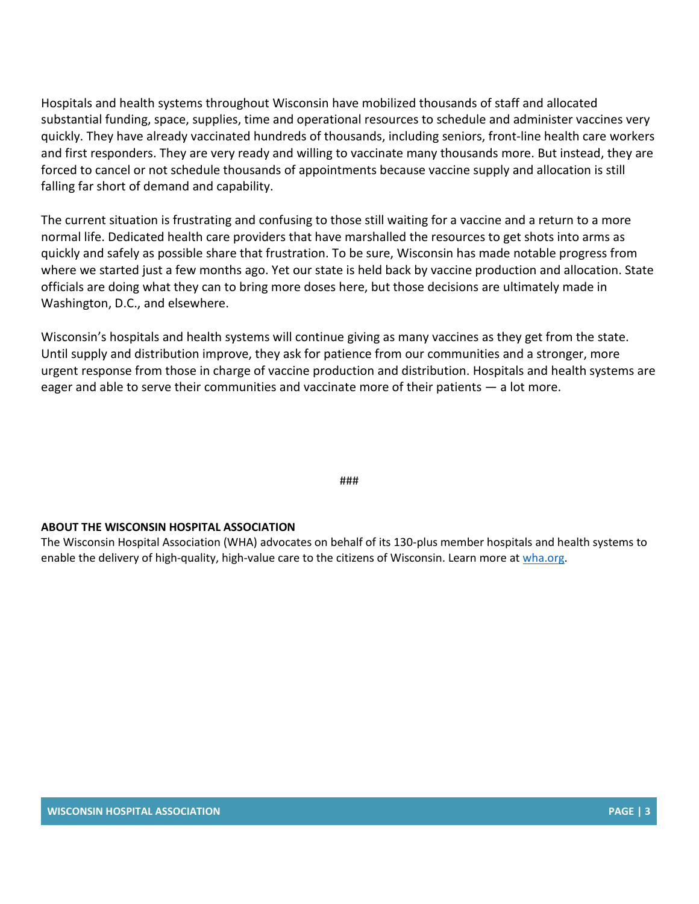Hospitals and health systems throughout Wisconsin have mobilized thousands of staff and allocated substantial funding, space, supplies, time and operational resources to schedule and administer vaccines very quickly. They have already vaccinated hundreds of thousands, including seniors, front-line health care workers and first responders. They are very ready and willing to vaccinate many thousands more. But instead, they are forced to cancel or not schedule thousands of appointments because vaccine supply and allocation is still falling far short of demand and capability.

The current situation is frustrating and confusing to those still waiting for a vaccine and a return to a more normal life. Dedicated health care providers that have marshalled the resources to get shots into arms as quickly and safely as possible share that frustration. To be sure, Wisconsin has made notable progress from where we started just a few months ago. Yet our state is held back by vaccine production and allocation. State officials are doing what they can to bring more doses here, but those decisions are ultimately made in Washington, D.C., and elsewhere.

Wisconsin's hospitals and health systems will continue giving as many vaccines as they get from the state. Until supply and distribution improve, they ask for patience from our communities and a stronger, more urgent response from those in charge of vaccine production and distribution. Hospitals and health systems are eager and able to serve their communities and vaccinate more of their patients — a lot more.

###

**ABOUT THE WISCONSIN HOSPITAL ASSOCIATION**

The Wisconsin Hospital Association (WHA) advocates on behalf of its 130-plus member hospitals and health systems to enable the delivery of high-quality, high-value care to the citizens of Wisconsin. Learn more at [wha.org](wha.org).